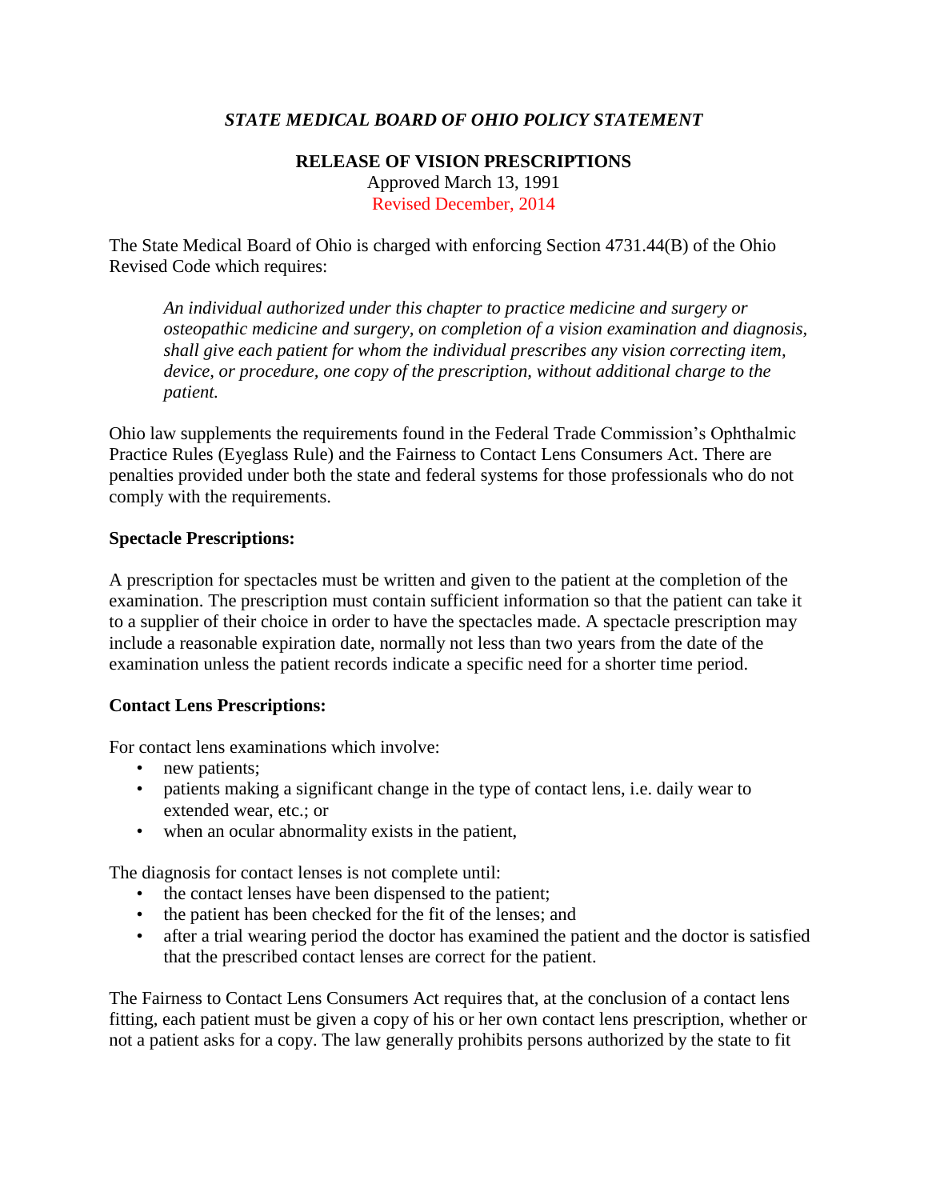*STATE MEDICAL BOARD OF OHIO POLICY STATEMENT*

**RELEASE OF VISION PRESCRIPTIONS**

Approved March 13, 1991

Revised December, 2014

The State Medical Board of Ohio is charged with enforcing Section 4731.44(B) of the Ohio Revised Code which requires:

> *An individual authorized under this chapter to practice medicine and surgery or osteopathic medicine and surgery, on completion of a vision examination and diagnosis, shall give each patient for whom the individual prescribes any vision correcting item, device, or procedure, one copy of the prescription, without additional charge to the patient.*

Ohio law supplements the requirements found in the Federal Trade Commission's Ophthalmic Practice Rules (Eyeglass Rule) and the Fairness to Contact Lens Consumers Act. There are penalties provided under both the state and federal systems for those professionals who do not comply with the requirements.

**Spectacle Prescriptions:**

A prescription for spectacles must be written and given to the patient at the completion of the examination. The prescription must contain sufficient information so that the patient can take it to a supplier of their choice in order to have the spectacles made. A spectacle prescription may include a reasonable expiration date, normally not less than two years from the date of the examination unless the patient records indicate a specific need for a shorter time period.

**Contact Lens Prescriptions:**

For contact lens examinations which involve:

- new patients;
- patients making a significant change in the type of contact lens, i.e. daily wear to extended wear, etc.; or
- when an ocular abnormality exists in the patient,

The diagnosis for contact lenses is not complete until:

- the contact lenses have been dispensed to the patient;
- the patient has been checked for the fit of the lenses; and
- after a trial wearing period the doctor has examined the patient and the doctor is satisfied that the prescribed contact lenses are correct for the patient.

The Fairness to Contact Lens Consumers Act requires that, at the conclusion of a contact lens fitting, each patient must be given a copy of his or her own contact lens prescription, whether or not a patient asks for a copy. The law generally prohibits persons authorized by the state to fit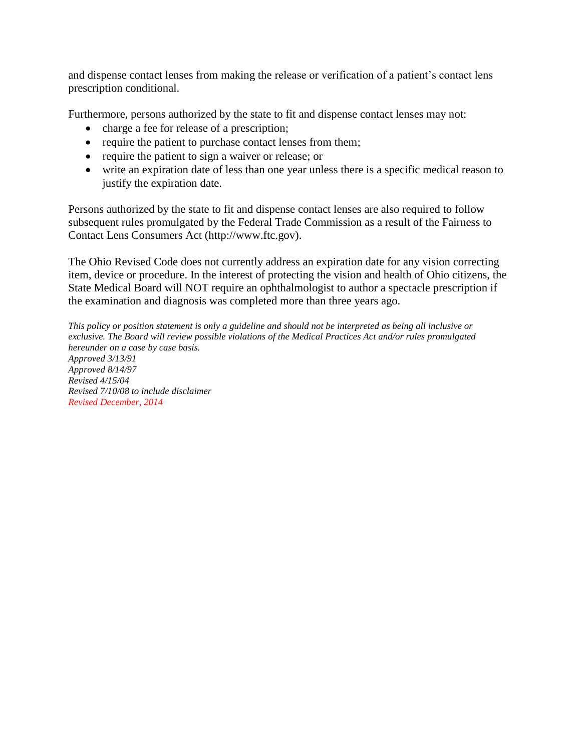and dispense contact lenses from making the release or verification of a patient's contact lens prescription conditional.

Furthermore, persons authorized by the state to fit and dispense contact lenses may not:

- charge a fee for release of a prescription;
- require the patient to purchase contact lenses from them;
- require the patient to sign a waiver or release; or
- write an expiration date of less than one year unless there is a specific medical reason to justify the expiration date.

Persons authorized by the state to fit and dispense contact lenses are also required to follow subsequent rules promulgated by the Federal Trade Commission as a result of the Fairness to Contact Lens Consumers Act (http://www.ftc.gov).

The Ohio Revised Code does not currently address an expiration date for any vision correcting item, device or procedure. In the interest of protecting the vision and health of Ohio citizens, the State Medical Board will NOT require an ophthalmologist to author a spectacle prescription if the examination and diagnosis was completed more than three years ago.

*This policy or position statement is only a guideline and should not be interpreted as being all inclusive or exclusive. The Board will review possible violations of the Medical Practices Act and/or rules promulgated hereunder on a case by case basis.*
*Approved 3/13/91*
*Approved 8/14/97*
*Revised 4/15/04*
*Revised 7/10/08 to include disclaimer*
*Revised December, 2014*